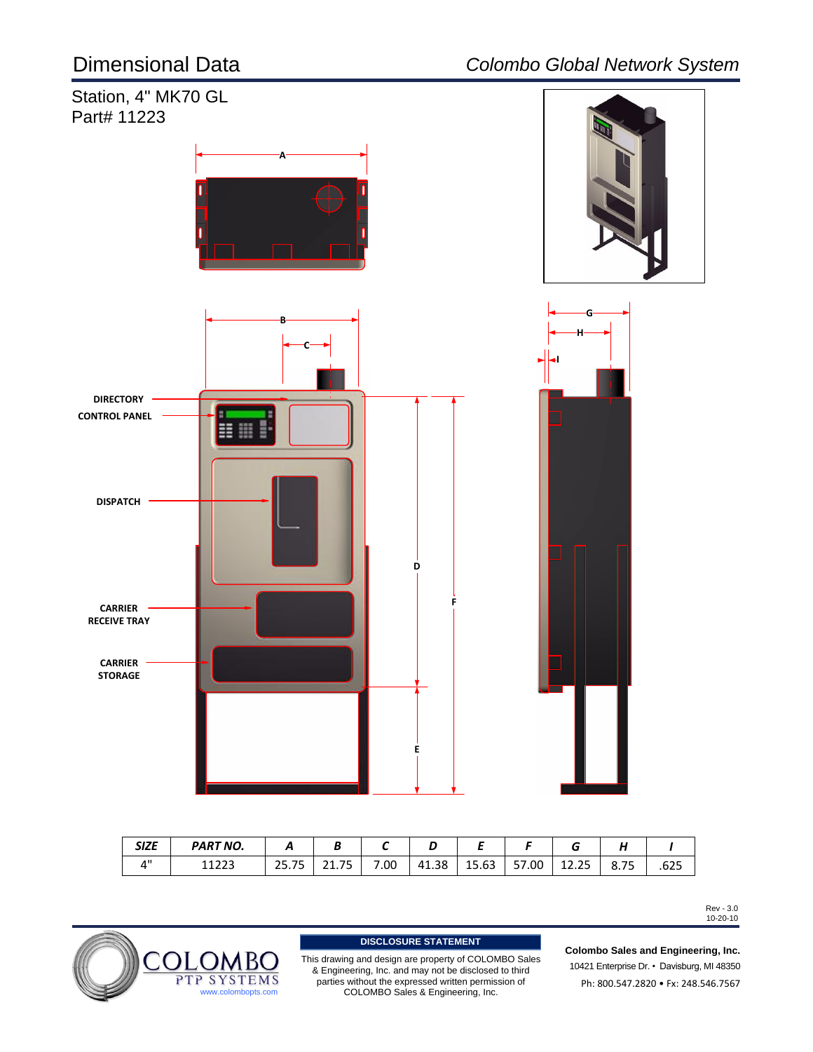# Dimensional Data

*Colombo Global Network System*

## Station, 4" MK70 GL
Part# 11223

DIRECTORY

CONTROL PANEL

DISPATCH

CARRIER RECEIVE TRAY

CARRIER STORAGE

| *SIZE* | *PART NO.* | *A* | *B* | *C* | *D* | *E* | *F* | *G* | *H* | *I* |
|---|---|---|---|---|---|---|---|---|---|---|
| 4" | 11223 | 25.75 | 21.75 | 7.00 | 41.38 | 15.63 | 57.00 | 12.25 | 8.75 | .625 |

Rev - 3.0
10-20-10

COLOMBO PTP SYSTEMS
www.colombopts.com

**DISCLOSURE STATEMENT**

This drawing and design are property of COLOMBO Sales & Engineering, Inc. and may not be disclosed to third parties without the expressed written permission of COLOMBO Sales & Engineering, Inc.

**Colombo Sales and Engineering, Inc.**
10421 Enterprise Dr. • Davisburg, MI 48350
Ph: 800.547.2820 • Fx: 248.546.7567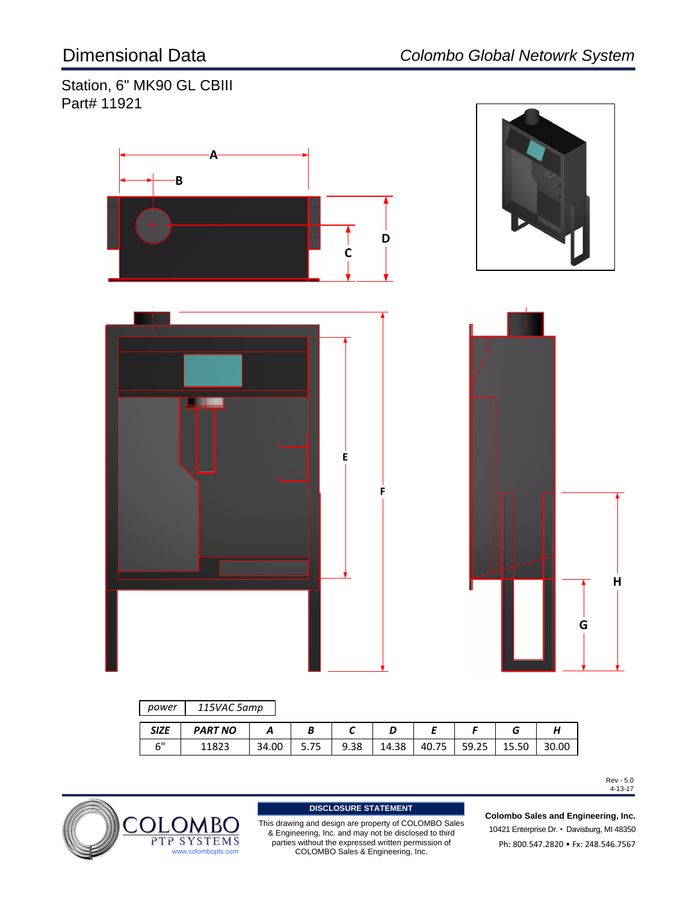# Dimensional Data

*Colombo Global Netowrk System*

## Station, 6" MK90 GL CBIII
Part# 11921

A

B

C

D

E

F

G

H

| *power* | *115VAC 5amp* |
|---|---|

| ***SIZE*** | ***PART NO*** | ***A*** | ***B*** | ***C*** | ***D*** | ***E*** | ***F*** | ***G*** | ***H*** |
|---|---|---|---|---|---|---|---|---|---|
| 6" | 11823 | 34.00 | 5.75 | 9.38 | 14.38 | 40.75 | 59.25 | 15.50 | 30.00 |

Rev - 5.0
4-13-17

COLOMBO
PTP SYSTEMS
www.colombopts.com

**DISCLOSURE STATEMENT**

This drawing and design are property of COLOMBO Sales & Engineering, Inc. and may not be disclosed to third parties without the expressed written permission of COLOMBO Sales & Engineering, Inc.

**Colombo Sales and Engineering, Inc.**
10421 Enterprise Dr. • Davisburg, MI 48350
Ph: 800.547.2820 • Fx: 248.546.7567